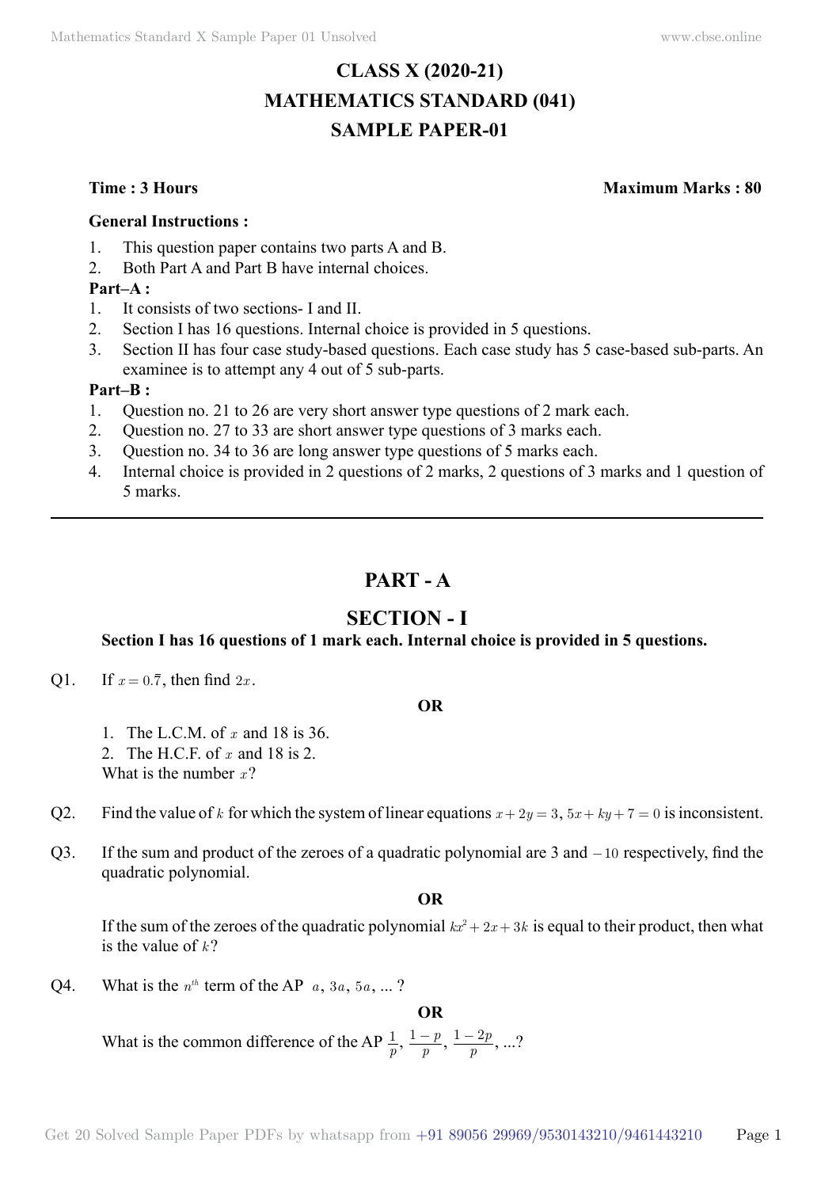# CLASS X (2020-21)
# MATHEMATICS STANDARD (041)
# SAMPLE PAPER-01

**Time : 3 Hours** **Maximum Marks : 80**

**General Instructions :**

1. This question paper contains two parts A and B.
2. Both Part A and Part B have internal choices.

**Part–A :**

1. It consists of two sections- I and II.
2. Section I has 16 questions. Internal choice is provided in 5 questions.
3. Section II has four case study-based questions. Each case study has 5 case-based sub-parts. An examinee is to attempt any 4 out of 5 sub-parts.

**Part–B :**

1. Question no. 21 to 26 are very short answer type questions of 2 mark each.
2. Question no. 27 to 33 are short answer type questions of 3 marks each.
3. Question no. 34 to 36 are long answer type questions of 5 marks each.
4. Internal choice is provided in 2 questions of 2 marks, 2 questions of 3 marks and 1 question of 5 marks.

---

## PART - A

## SECTION - I

**Section I has 16 questions of 1 mark each. Internal choice is provided in 5 questions.**

Q1. If $x = 0.\overline{7}$, then find $2x$.

**OR**

1. The L.C.M. of $x$ and 18 is 36.
2. The H.C.F. of $x$ and 18 is 2.

What is the number $x$?

Q2. Find the value of $k$ for which the system of linear equations $x + 2y = 3$, $5x + ky + 7 = 0$ is inconsistent.

Q3. If the sum and product of the zeroes of a quadratic polynomial are 3 and $-10$ respectively, find the quadratic polynomial.

**OR**

If the sum of the zeroes of the quadratic polynomial $kx^2 + 2x + 3k$ is equal to their product, then what is the value of $k$?

Q4. What is the $n^{th}$ term of the AP $a$, $3a$, $5a$, ... ?

**OR**

What is the common difference of the AP $\frac{1}{p}$, $\frac{1-p}{p}$, $\frac{1-2p}{p}$, ...?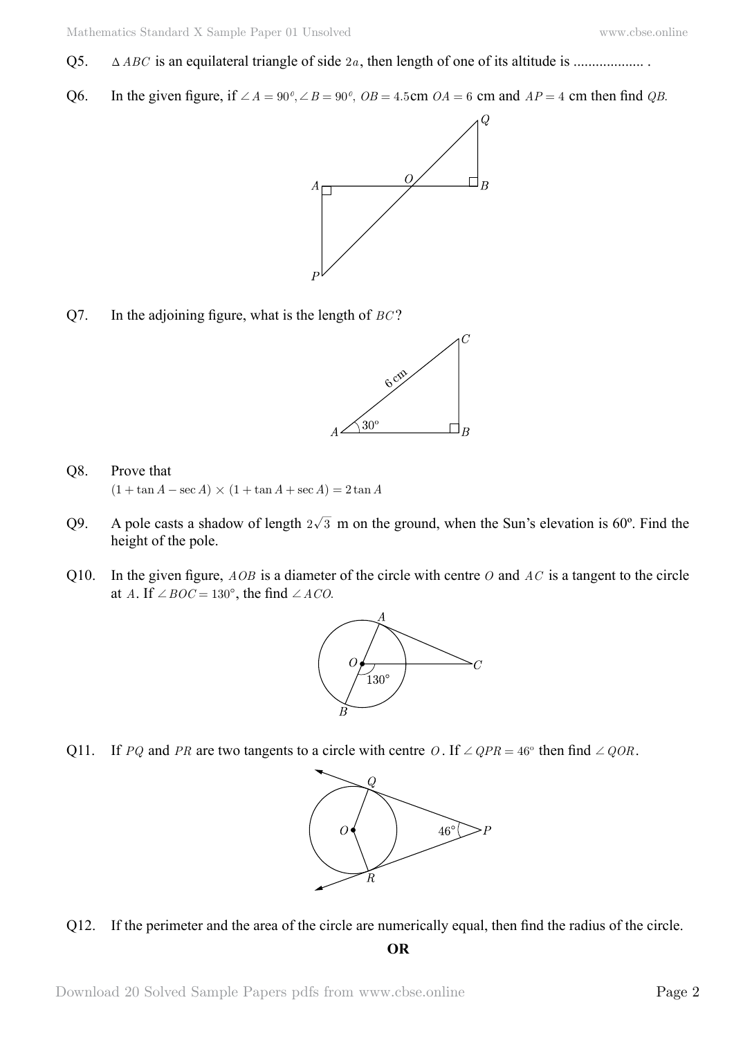Q5. $\Delta ABC$ is an equilateral triangle of side $2a$, then length of one of its altitude is ................... .

Q6. In the given figure, if $\angle A = 90^o, \angle B = 90^o$, $OB = 4.5$cm $OA = 6$ cm and $AP = 4$ cm then find $QB$.

Q7. In the adjoining figure, what is the length of $BC$?

Q8. Prove that
$(1 + \tan A - \sec A) \times (1 + \tan A + \sec A) = 2 \tan A$

Q9. A pole casts a shadow of length $2\sqrt{3}$ m on the ground, when the Sun's elevation is 60º. Find the height of the pole.

Q10. In the given figure, $AOB$ is a diameter of the circle with centre $O$ and $AC$ is a tangent to the circle at $A$. If $\angle BOC = 130°$, the find $\angle ACO$.

Q11. If $PQ$ and $PR$ are two tangents to a circle with centre $O$. If $\angle QPR = 46^o$ then find $\angle QOR$.

Q12. If the perimeter and the area of the circle are numerically equal, then find the radius of the circle.

**OR**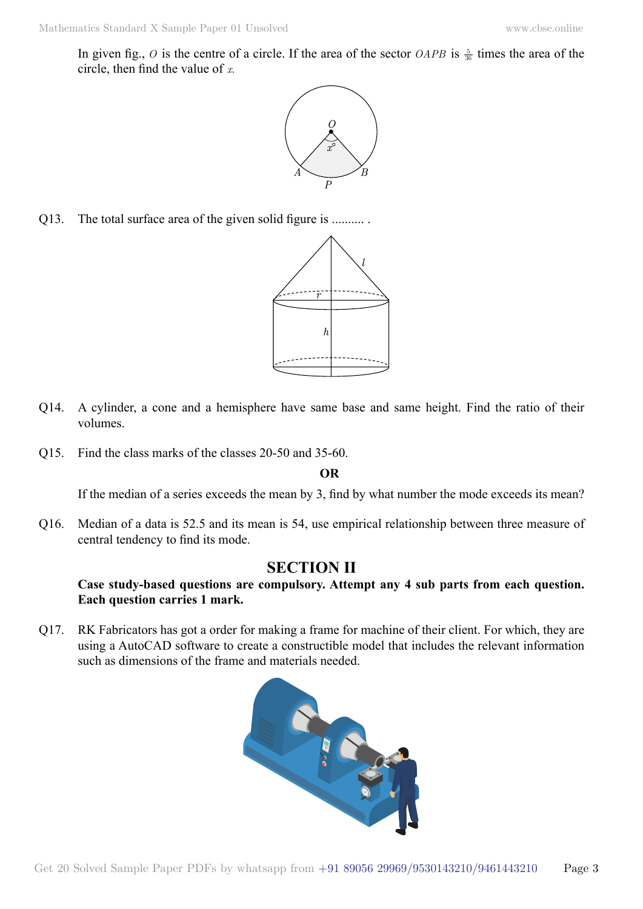In given fig., $O$ is the centre of a circle. If the area of the sector $OAPB$ is $\frac{5}{36}$ times the area of the circle, then find the value of $x$.

Q13. The total surface area of the given solid figure is .......... .

Q14. A cylinder, a cone and a hemisphere have same base and same height. Find the ratio of their volumes.

Q15. Find the class marks of the classes 20-50 and 35-60.

**OR**

If the median of a series exceeds the mean by 3, find by what number the mode exceeds its mean?

Q16. Median of a data is 52.5 and its mean is 54, use empirical relationship between three measure of central tendency to find its mode.

## SECTION II

**Case study-based questions are compulsory. Attempt any 4 sub parts from each question. Each question carries 1 mark.**

Q17. RK Fabricators has got a order for making a frame for machine of their client. For which, they are using a AutoCAD software to create a constructible model that includes the relevant information such as dimensions of the frame and materials needed.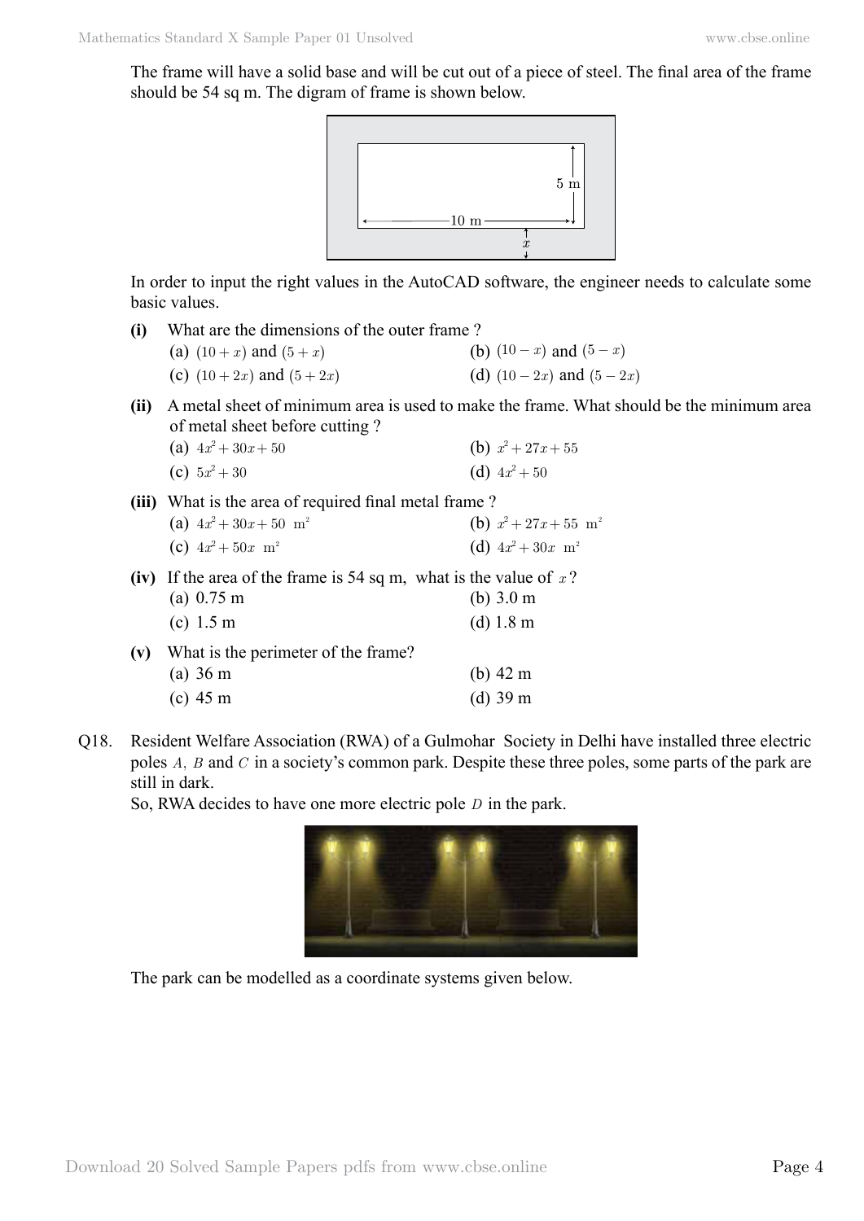The frame will have a solid base and will be cut out of a piece of steel. The final area of the frame should be 54 sq m. The digram of frame is shown below.

In order to input the right values in the AutoCAD software, the engineer needs to calculate some basic values.

**(i)** What are the dimensions of the outer frame ?

(a) $(10+x)$ and $(5+x)$ (b) $(10-x)$ and $(5-x)$

(c) $(10+2x)$ and $(5+2x)$ (d) $(10-2x)$ and $(5-2x)$

**(ii)** A metal sheet of minimum area is used to make the frame. What should be the minimum area of metal sheet before cutting ?

(a) $4x^2+30x+50$ (b) $x^2+27x+55$

(c) $5x^2+30$ (d) $4x^2+50$

**(iii)** What is the area of required final metal frame ?

(a) $4x^2+30x+50$ $\text{m}^2$ (b) $x^2+27x+55$ $\text{m}^2$

(c) $4x^2+50x$ $\text{m}^2$ (d) $4x^2+30x$ $\text{m}^2$

**(iv)** If the area of the frame is 54 sq m, what is the value of $x$ ?

(a) 0.75 m (b) 3.0 m

(c) 1.5 m (d) 1.8 m

**(v)** What is the perimeter of the frame?

(a) 36 m (b) 42 m

(c) 45 m (d) 39 m

Q18. Resident Welfare Association (RWA) of a Gulmohar Society in Delhi have installed three electric poles $A$, $B$ and $C$ in a society's common park. Despite these three poles, some parts of the park are still in dark.

So, RWA decides to have one more electric pole $D$ in the park.

The park can be modelled as a coordinate systems given below.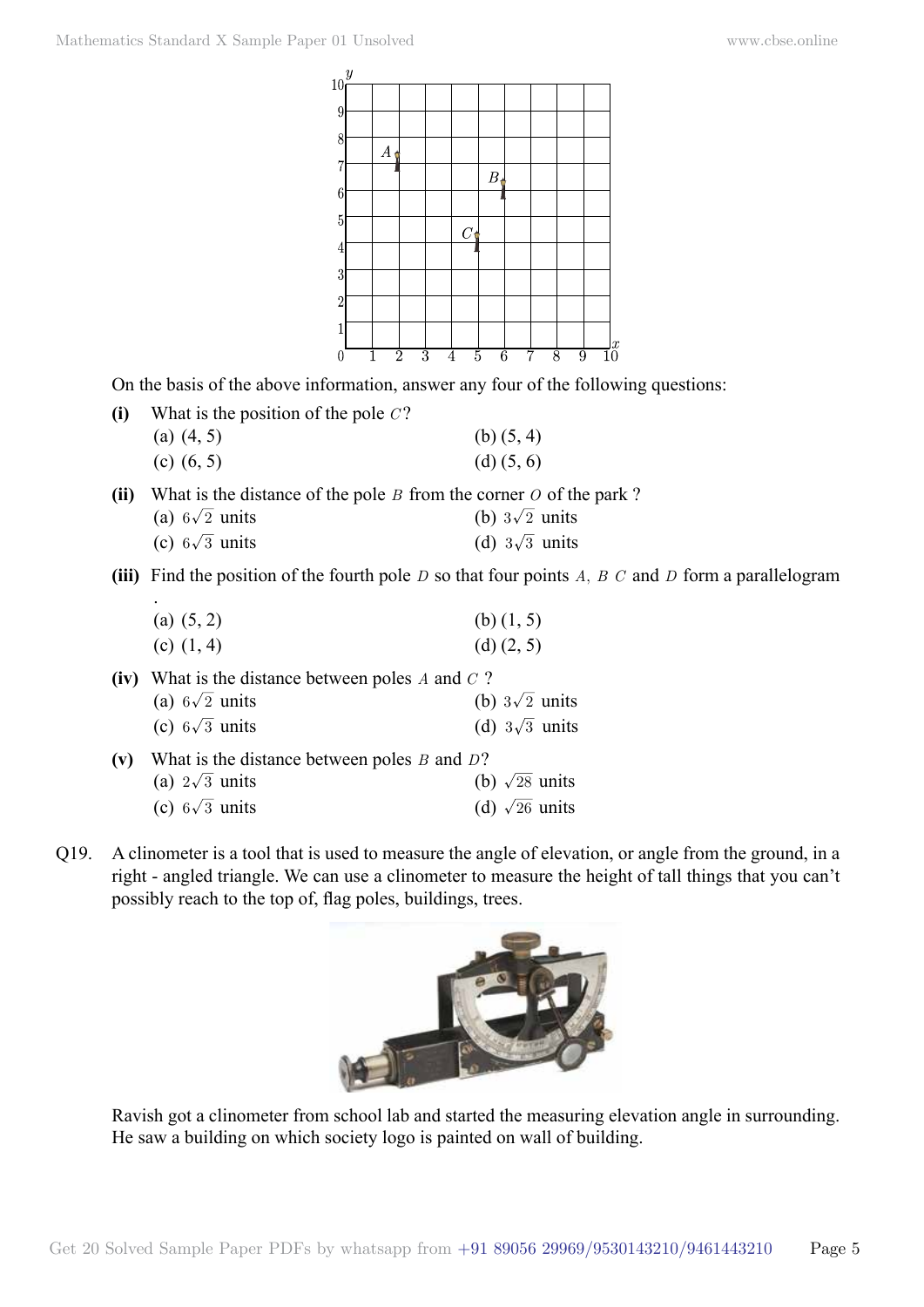On the basis of the above information, answer any four of the following questions:

**(i)** What is the position of the pole $C$?

(a) (4, 5) (b) (5, 4)

(c) (6, 5) (d) (5, 6)

**(ii)** What is the distance of the pole $B$ from the corner $O$ of the park ?

(a) $6\sqrt{2}$ units (b) $3\sqrt{2}$ units

(c) $6\sqrt{3}$ units (d) $3\sqrt{3}$ units

**(iii)** Find the position of the fourth pole $D$ so that four points $A$, $B$ $C$ and $D$ form a parallelogram .

(a) (5, 2) (b) (1, 5)

(c) (1, 4) (d) (2, 5)

**(iv)** What is the distance between poles $A$ and $C$ ?

(a) $6\sqrt{2}$ units (b) $3\sqrt{2}$ units

(c) $6\sqrt{3}$ units (d) $3\sqrt{3}$ units

**(v)** What is the distance between poles $B$ and $D$?

(a) $2\sqrt{3}$ units (b) $\sqrt{28}$ units

(c) $6\sqrt{3}$ units (d) $\sqrt{26}$ units

Q19. A clinometer is a tool that is used to measure the angle of elevation, or angle from the ground, in a right - angled triangle. We can use a clinometer to measure the height of tall things that you can't possibly reach to the top of, flag poles, buildings, trees.

Ravish got a clinometer from school lab and started the measuring elevation angle in surrounding. He saw a building on which society logo is painted on wall of building.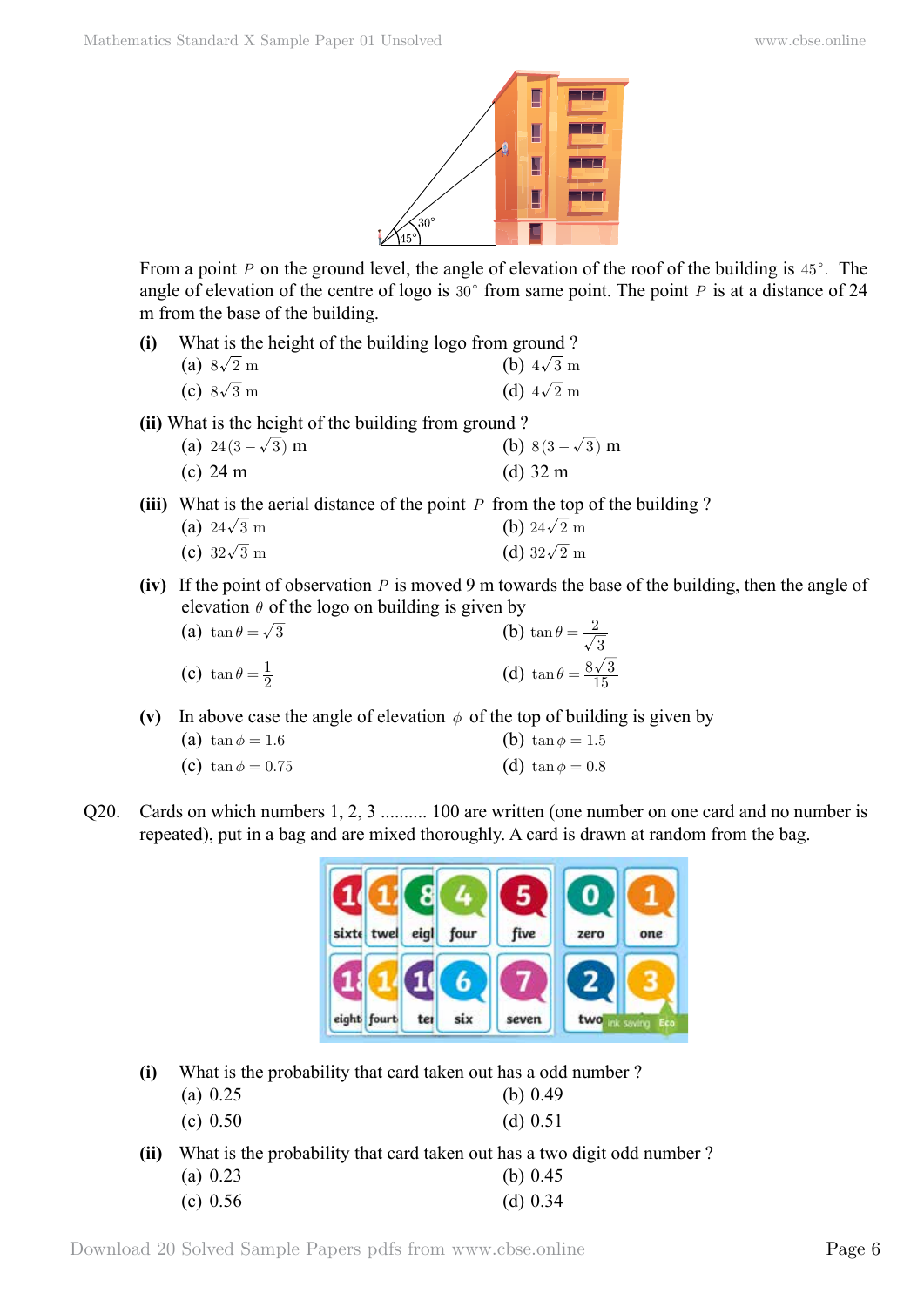From a point $P$ on the ground level, the angle of elevation of the roof of the building is $45^{\circ}$. The angle of elevation of the centre of logo is $30^{\circ}$ from same point. The point $P$ is at a distance of 24 m from the base of the building.

**(i)** What is the height of the building logo from ground ?

(a) $8\sqrt{2}$ m (b) $4\sqrt{3}$ m

(c) $8\sqrt{3}$ m (d) $4\sqrt{2}$ m

**(ii)** What is the height of the building from ground ?

(a) $24(3-\sqrt{3})$ m (b) $8(3-\sqrt{3})$ m

(c) 24 m (d) 32 m

**(iii)** What is the aerial distance of the point $P$ from the top of the building ?

(a) $24\sqrt{3}$ m (b) $24\sqrt{2}$ m

(c) $32\sqrt{3}$ m (d) $32\sqrt{2}$ m

**(iv)** If the point of observation $P$ is moved 9 m towards the base of the building, then the angle of elevation $\theta$ of the logo on building is given by

(a) $\tan\theta = \sqrt{3}$ (b) $\tan\theta = \frac{2}{\sqrt{3}}$

(c) $\tan\theta = \frac{1}{2}$ (d) $\tan\theta = \frac{8\sqrt{3}}{15}$

**(v)** In above case the angle of elevation $\phi$ of the top of building is given by

(a) $\tan\phi = 1.6$ (b) $\tan\phi = 1.5$

(c) $\tan\phi = 0.75$ (d) $\tan\phi = 0.8$

Q20. Cards on which numbers 1, 2, 3 .......... 100 are written (one number on one card and no number is repeated), put in a bag and are mixed thoroughly. A card is drawn at random from the bag.

**(i)** What is the probability that card taken out has a odd number ?

(a) 0.25 (b) 0.49

(c) 0.50 (d) 0.51

**(ii)** What is the probability that card taken out has a two digit odd number ?

(a) 0.23 (b) 0.45

(c) 0.56 (d) 0.34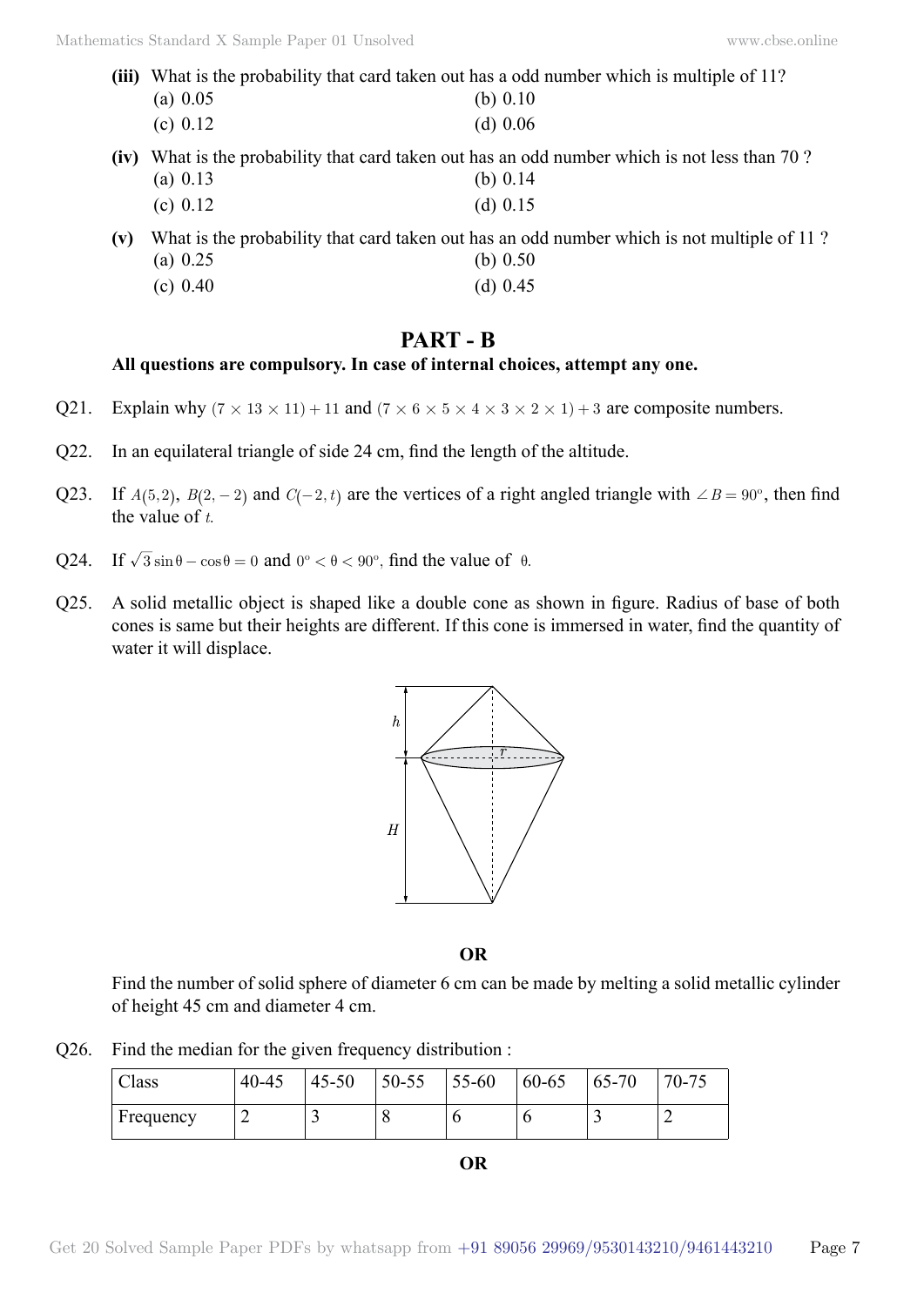**(iii)** What is the probability that card taken out has a odd number which is multiple of 11?

(a) 0.05 (b) 0.10

(c) 0.12 (d) 0.06

**(iv)** What is the probability that card taken out has an odd number which is not less than 70 ?

(a) 0.13 (b) 0.14

(c) 0.12 (d) 0.15

**(v)** What is the probability that card taken out has an odd number which is not multiple of 11 ?

(a) 0.25 (b) 0.50

(c) 0.40 (d) 0.45

## PART - B

**All questions are compulsory. In case of internal choices, attempt any one.**

Q21. Explain why $(7 \times 13 \times 11) + 11$ and $(7 \times 6 \times 5 \times 4 \times 3 \times 2 \times 1) + 3$ are composite numbers.

Q22. In an equilateral triangle of side 24 cm, find the length of the altitude.

Q23. If $A(5, 2)$, $B(2, -2)$ and $C(-2, t)$ are the vertices of a right angled triangle with $\angle B = 90^{\circ}$, then find the value of $t$.

Q24. If $\sqrt{3}\sin\theta - \cos\theta = 0$ and $0^{\circ} < \theta < 90^{\circ}$, find the value of $\theta$.

Q25. A solid metallic object is shaped like a double cone as shown in figure. Radius of base of both cones is same but their heights are different. If this cone is immersed in water, find the quantity of water it will displace.

**OR**

Find the number of solid sphere of diameter 6 cm can be made by melting a solid metallic cylinder of height 45 cm and diameter 4 cm.

Q26. Find the median for the given frequency distribution :

| Class | 40-45 | 45-50 | 50-55 | 55-60 | 60-65 | 65-70 | 70-75 |
|---|---|---|---|---|---|---|---|
| Frequency | 2 | 3 | 8 | 6 | 6 | 3 | 2 |

**OR**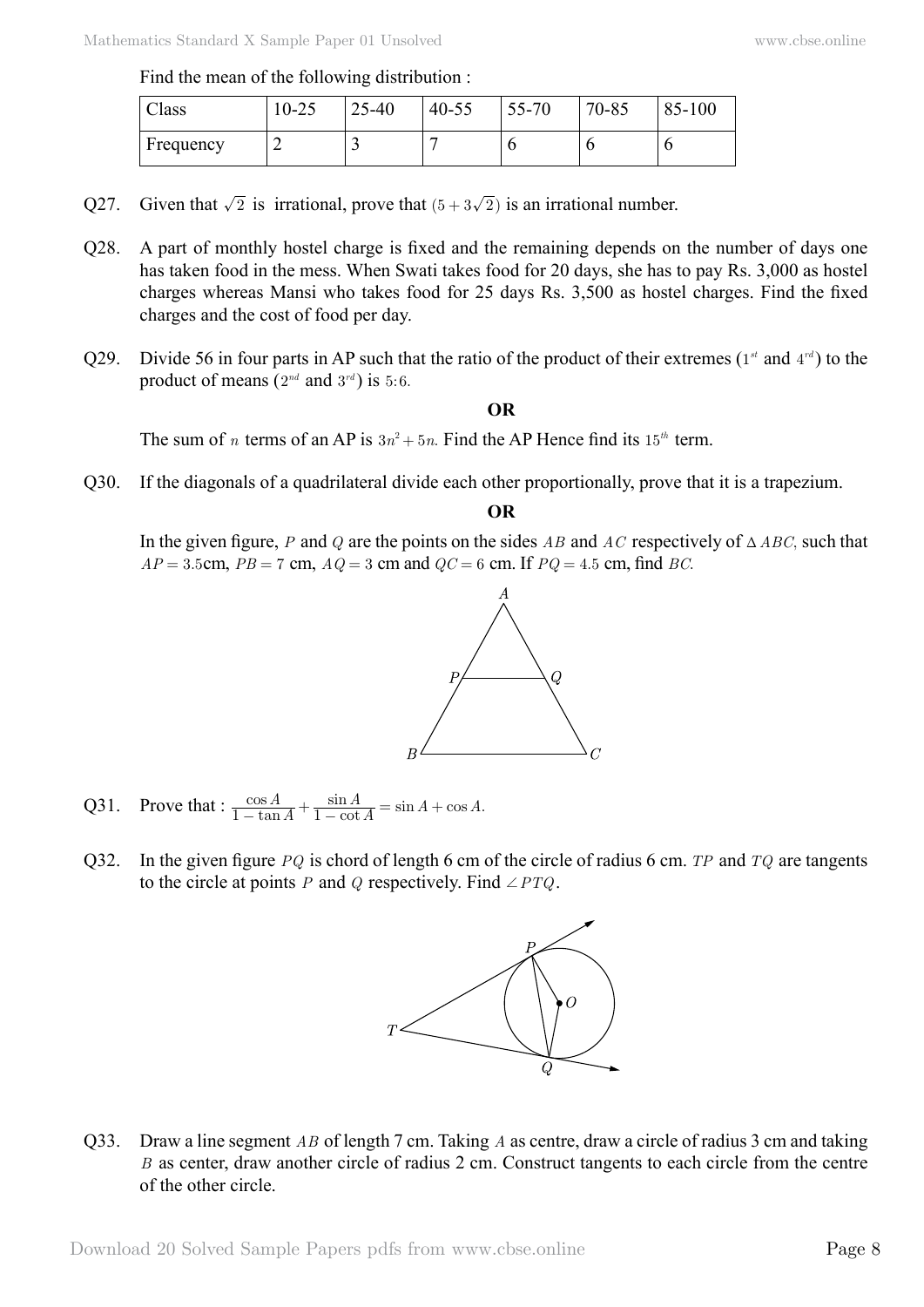Find the mean of the following distribution :

| Class | 10-25 | 25-40 | 40-55 | 55-70 | 70-85 | 85-100 |
|---|---|---|---|---|---|---|
| Frequency | 2 | 3 | 7 | 6 | 6 | 6 |

Q27. Given that $\sqrt{2}$ is irrational, prove that $(5+3\sqrt{2})$ is an irrational number.

Q28. A part of monthly hostel charge is fixed and the remaining depends on the number of days one has taken food in the mess. When Swati takes food for 20 days, she has to pay Rs. 3,000 as hostel charges whereas Mansi who takes food for 25 days Rs. 3,500 as hostel charges. Find the fixed charges and the cost of food per day.

Q29. Divide 56 in four parts in AP such that the ratio of the product of their extremes ($1^{st}$ and $4^{rd}$) to the product of means ($2^{nd}$ and $3^{rd}$) is $5:6$.

**OR**

The sum of $n$ terms of an AP is $3n^2+5n$. Find the AP Hence find its $15^{th}$ term.

Q30. If the diagonals of a quadrilateral divide each other proportionally, prove that it is a trapezium.

**OR**

In the given figure, $P$ and $Q$ are the points on the sides $AB$ and $AC$ respectively of $\Delta\,ABC$, such that $AP = 3.5$cm, $PB = 7$ cm, $AQ = 3$ cm and $QC = 6$ cm. If $PQ = 4.5$ cm, find $BC$.

Q31. Prove that : $\frac{\cos A}{1-\tan A} + \frac{\sin A}{1-\cot A} = \sin A + \cos A$.

Q32. In the given figure $PQ$ is chord of length 6 cm of the circle of radius 6 cm. $TP$ and $TQ$ are tangents to the circle at points $P$ and $Q$ respectively. Find $\angle PTQ$.

Q33. Draw a line segment $AB$ of length 7 cm. Taking $A$ as centre, draw a circle of radius 3 cm and taking $B$ as center, draw another circle of radius 2 cm. Construct tangents to each circle from the centre of the other circle.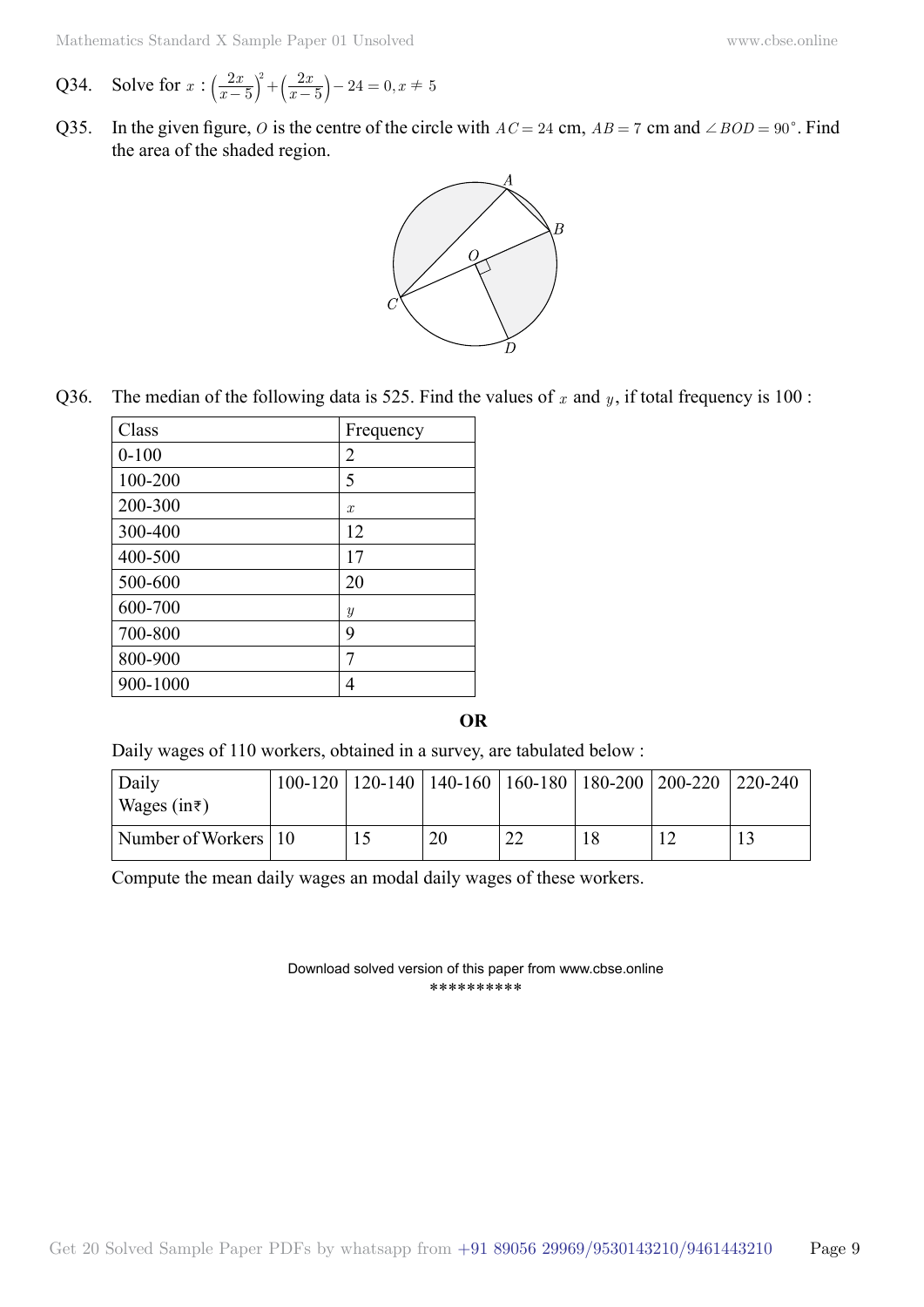Q34. Solve for $x$ : $\left(\frac{2x}{x-5}\right)^2 + \left(\frac{2x}{x-5}\right) - 24 = 0, x \neq 5$

Q35. In the given figure, $O$ is the centre of the circle with $AC = 24$ cm, $AB = 7$ cm and $\angle BOD = 90°$. Find the area of the shaded region.

Q36. The median of the following data is 525. Find the values of $x$ and $y$, if total frequency is 100 :

| Class | Frequency |
|---|---|
| 0-100 | 2 |
| 100-200 | 5 |
| 200-300 | $x$ |
| 300-400 | 12 |
| 400-500 | 17 |
| 500-600 | 20 |
| 600-700 | $y$ |
| 700-800 | 9 |
| 800-900 | 7 |
| 900-1000 | 4 |

**OR**

Daily wages of 110 workers, obtained in a survey, are tabulated below :

| Daily Wages (in₹) | 100-120 | 120-140 | 140-160 | 160-180 | 180-200 | 200-220 | 220-240 |
|---|---|---|---|---|---|---|---|
| Number of Workers | 10 | 15 | 20 | 22 | 18 | 12 | 13 |

Compute the mean daily wages an modal daily wages of these workers.

Download solved version of this paper from www.cbse.online

**********